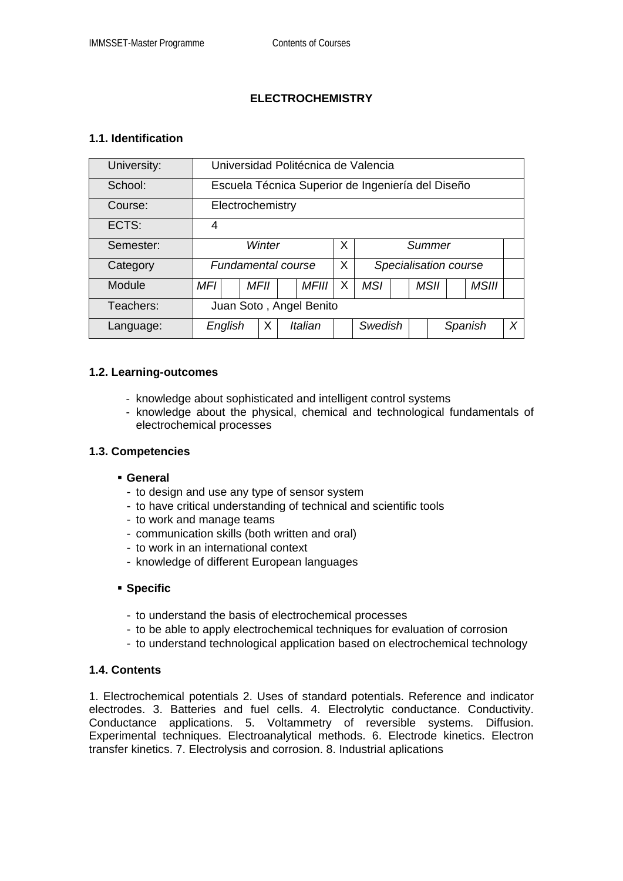# ELECTROCHEMISTRY

## 1.1. Identification

| University: | Universidad Politécnica de Valencia | | | | | | | | | | | | | | |
|---|---|---|---|---|---|---|---|---|---|---|---|---|---|---|---|
| School: | Escuela Técnica Superior de Ingeniería del Diseño | | | | | | | | | | | | | | |
| Course: | Electrochemistry | | | | | | | | | | | | | | |
| ECTS: | 4 | | | | | | | | | | | | | | |
| Semester: | *Winter* | | | | | X | *Summer* | | | | | | | | |
| Category | *Fundamental course* | | | | | X | *Specialisation course* | | | | | | | | |
| Module | *MFI* | | *MFII* | | *MFIII* | X | *MSI* | | *MSII* | | *MSIII* | | | | |
| Teachers: | Juan Soto , Angel Benito | | | | | | | | | | | | | | |
| Language: | *English* | X | *Italian* | | *Swedish* | | *Spanish* | *X* | | | | | | | |

## 1.2. Learning-outcomes

- knowledge about sophisticated and intelligent control systems
- knowledge about the physical, chemical and technological fundamentals of electrochemical processes

## 1.3. Competencies

- **General**
  - to design and use any type of sensor system
  - to have critical understanding of technical and scientific tools
  - to work and manage teams
  - communication skills (both written and oral)
  - to work in an international context
  - knowledge of different European languages

- **Specific**
  - to understand the basis of electrochemical processes
  - to be able to apply electrochemical techniques for evaluation of corrosion
  - to understand technological application based on electrochemical technology

## 1.4. Contents

1. Electrochemical potentials 2. Uses of standard potentials. Reference and indicator electrodes. 3. Batteries and fuel cells. 4. Electrolytic conductance. Conductivity. Conductance applications. 5. Voltammetry of reversible systems. Diffusion. Experimental techniques. Electroanalytical methods. 6. Electrode kinetics. Electron transfer kinetics. 7. Electrolysis and corrosion. 8. Industrial aplications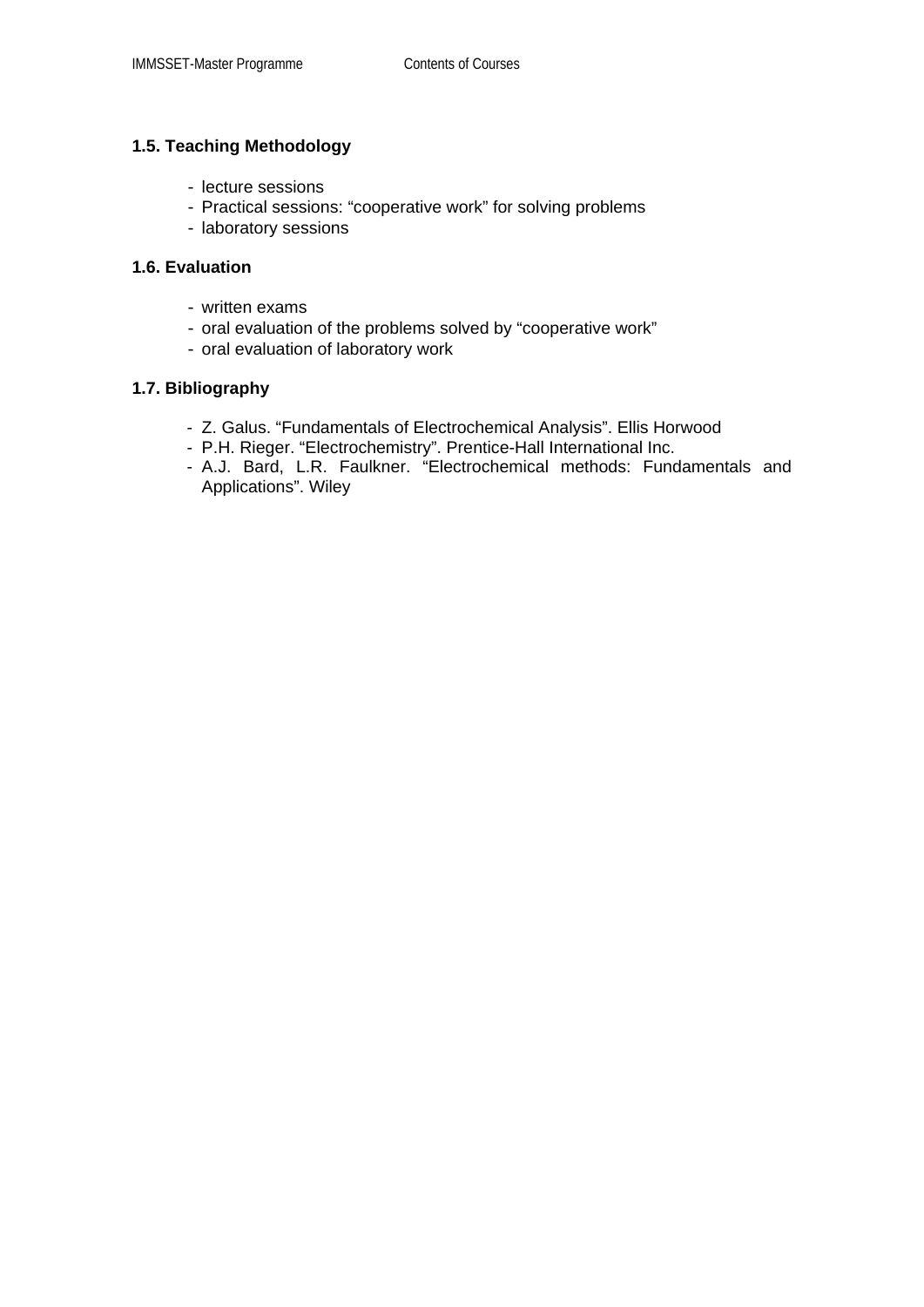## 1.5. Teaching Methodology

- lecture sessions
- Practical sessions: “cooperative work” for solving problems
- laboratory sessions

## 1.6. Evaluation

- written exams
- oral evaluation of the problems solved by “cooperative work”
- oral evaluation of laboratory work

## 1.7. Bibliography

- Z. Galus. “Fundamentals of Electrochemical Analysis”. Ellis Horwood
- P.H. Rieger. “Electrochemistry”. Prentice-Hall International Inc.
- A.J. Bard, L.R. Faulkner. “Electrochemical methods: Fundamentals and Applications”. Wiley